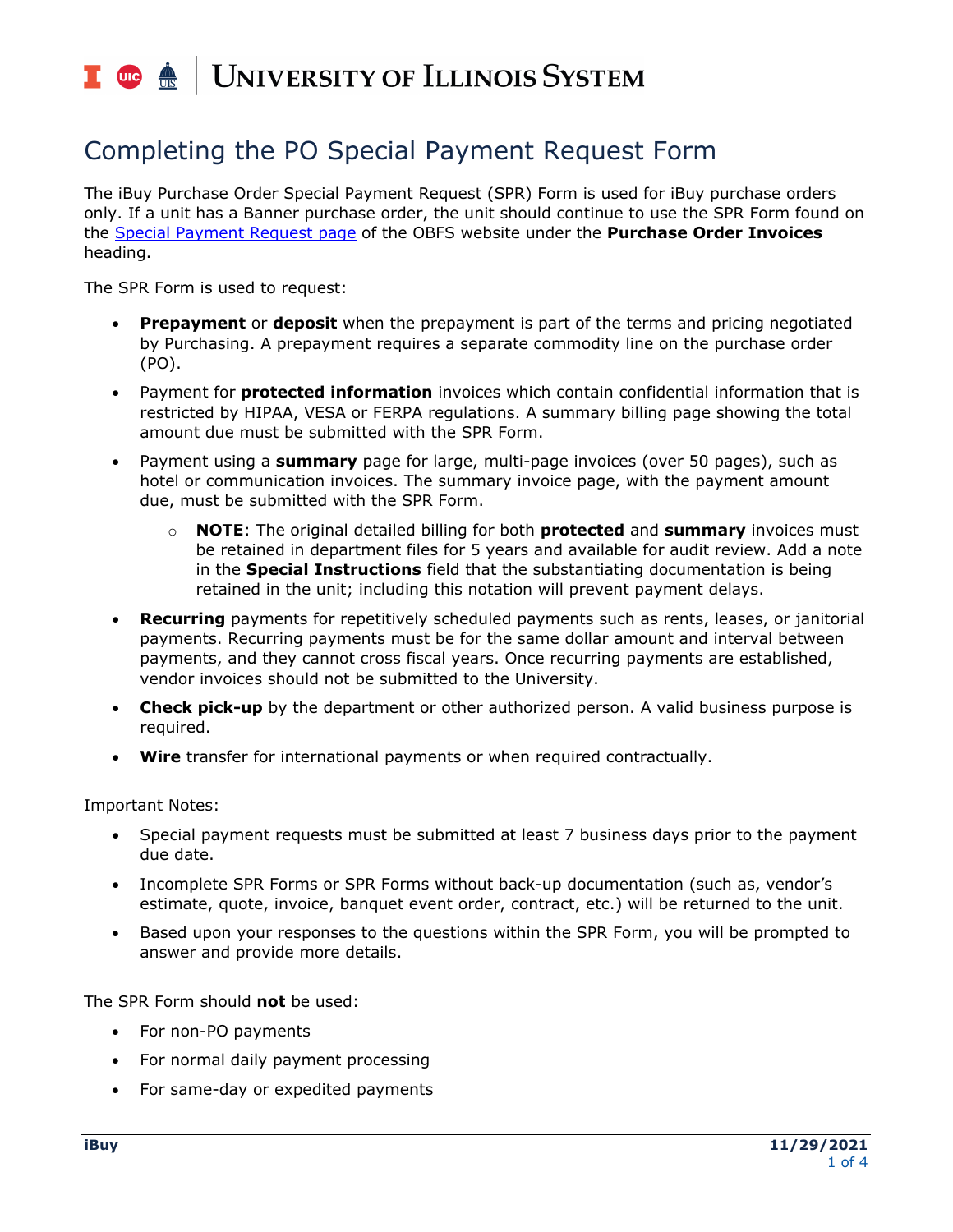# Completing the PO Special Payment Request Form

The iBuy Purchase Order Special Payment Request (SPR) Form is used for iBuy purchase orders only. If a unit has a Banner purchase order, the unit should continue to use the SPR Form found on the [Special Payment Request page](#) of the OBFS website under the **Purchase Order Invoices** heading.

The SPR Form is used to request:

- **Prepayment** or **deposit** when the prepayment is part of the terms and pricing negotiated by Purchasing. A prepayment requires a separate commodity line on the purchase order (PO).
- Payment for **protected information** invoices which contain confidential information that is restricted by HIPAA, VESA or FERPA regulations. A summary billing page showing the total amount due must be submitted with the SPR Form.
- Payment using a **summary** page for large, multi-page invoices (over 50 pages), such as hotel or communication invoices. The summary invoice page, with the payment amount due, must be submitted with the SPR Form.
  - **NOTE**: The original detailed billing for both **protected** and **summary** invoices must be retained in department files for 5 years and available for audit review. Add a note in the **Special Instructions** field that the substantiating documentation is being retained in the unit; including this notation will prevent payment delays.
- **Recurring** payments for repetitively scheduled payments such as rents, leases, or janitorial payments. Recurring payments must be for the same dollar amount and interval between payments, and they cannot cross fiscal years. Once recurring payments are established, vendor invoices should not be submitted to the University.
- **Check pick-up** by the department or other authorized person. A valid business purpose is required.
- **Wire** transfer for international payments or when required contractually.

Important Notes:

- Special payment requests must be submitted at least 7 business days prior to the payment due date.
- Incomplete SPR Forms or SPR Forms without back-up documentation (such as, vendor's estimate, quote, invoice, banquet event order, contract, etc.) will be returned to the unit.
- Based upon your responses to the questions within the SPR Form, you will be prompted to answer and provide more details.

The SPR Form should **not** be used:

- For non-PO payments
- For normal daily payment processing
- For same-day or expedited payments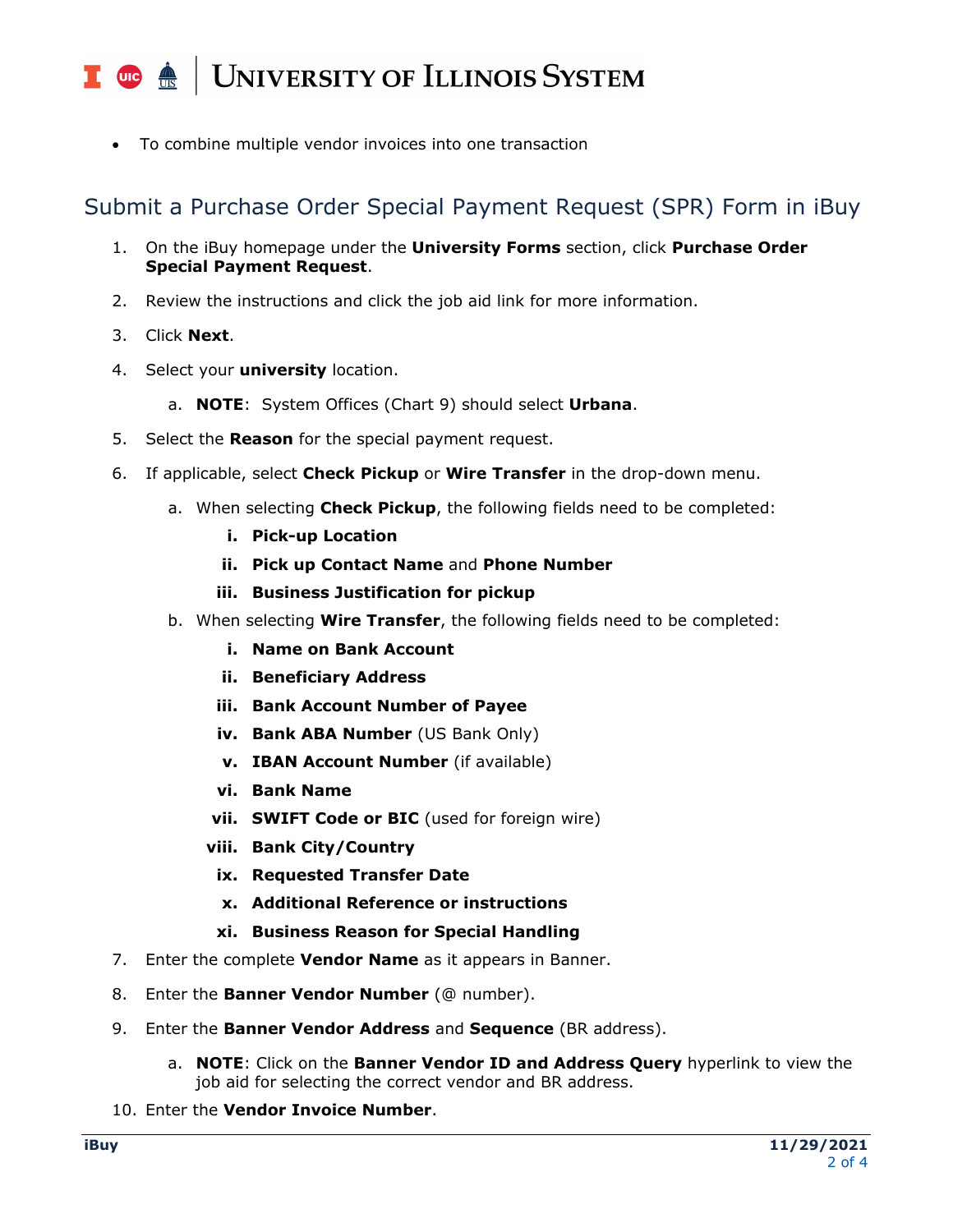- To combine multiple vendor invoices into one transaction

## Submit a Purchase Order Special Payment Request (SPR) Form in iBuy

1. On the iBuy homepage under the **University Forms** section, click **Purchase Order Special Payment Request**.
2. Review the instructions and click the job aid link for more information.
3. Click **Next**.
4. Select your **university** location.
    a. **NOTE**: System Offices (Chart 9) should select **Urbana**.
5. Select the **Reason** for the special payment request.
6. If applicable, select **Check Pickup** or **Wire Transfer** in the drop-down menu.
    a. When selecting **Check Pickup**, the following fields need to be completed:
        i. **Pick-up Location**
        ii. **Pick up Contact Name** and **Phone Number**
        iii. **Business Justification for pickup**
    b. When selecting **Wire Transfer**, the following fields need to be completed:
        i. **Name on Bank Account**
        ii. **Beneficiary Address**
        iii. **Bank Account Number of Payee**
        iv. **Bank ABA Number** (US Bank Only)
        v. **IBAN Account Number** (if available)
        vi. **Bank Name**
        vii. **SWIFT Code or BIC** (used for foreign wire)
        viii. **Bank City/Country**
        ix. **Requested Transfer Date**
        x. **Additional Reference or instructions**
        xi. **Business Reason for Special Handling**
7. Enter the complete **Vendor Name** as it appears in Banner.
8. Enter the **Banner Vendor Number** (@ number).
9. Enter the **Banner Vendor Address** and **Sequence** (BR address).
    a. **NOTE**: Click on the **Banner Vendor ID and Address Query** hyperlink to view the job aid for selecting the correct vendor and BR address.
10. Enter the **Vendor Invoice Number**.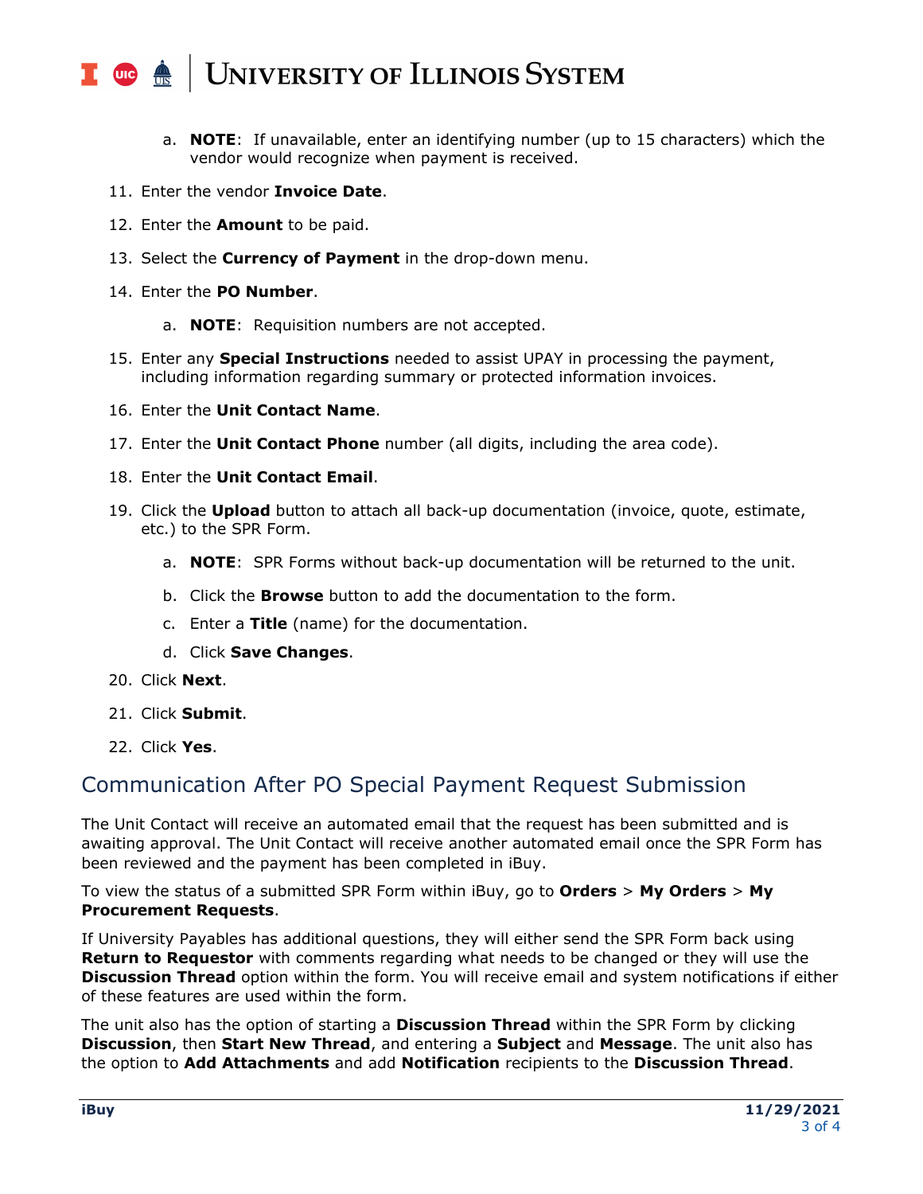a. **NOTE**: If unavailable, enter an identifying number (up to 15 characters) which the vendor would recognize when payment is received.

11. Enter the vendor **Invoice Date**.
12. Enter the **Amount** to be paid.
13. Select the **Currency of Payment** in the drop-down menu.
14. Enter the **PO Number**.
    a. **NOTE**: Requisition numbers are not accepted.
15. Enter any **Special Instructions** needed to assist UPAY in processing the payment, including information regarding summary or protected information invoices.
16. Enter the **Unit Contact Name**.
17. Enter the **Unit Contact Phone** number (all digits, including the area code).
18. Enter the **Unit Contact Email**.
19. Click the **Upload** button to attach all back-up documentation (invoice, quote, estimate, etc.) to the SPR Form.
    a. **NOTE**: SPR Forms without back-up documentation will be returned to the unit.
    b. Click the **Browse** button to add the documentation to the form.
    c. Enter a **Title** (name) for the documentation.
    d. Click **Save Changes**.
20. Click **Next**.
21. Click **Submit**.
22. Click **Yes**.

## Communication After PO Special Payment Request Submission

The Unit Contact will receive an automated email that the request has been submitted and is awaiting approval. The Unit Contact will receive another automated email once the SPR Form has been reviewed and the payment has been completed in iBuy.

To view the status of a submitted SPR Form within iBuy, go to **Orders** > **My Orders** > **My Procurement Requests**.

If University Payables has additional questions, they will either send the SPR Form back using **Return to Requestor** with comments regarding what needs to be changed or they will use the **Discussion Thread** option within the form. You will receive email and system notifications if either of these features are used within the form.

The unit also has the option of starting a **Discussion Thread** within the SPR Form by clicking **Discussion**, then **Start New Thread**, and entering a **Subject** and **Message**. The unit also has the option to **Add Attachments** and add **Notification** recipients to the **Discussion Thread**.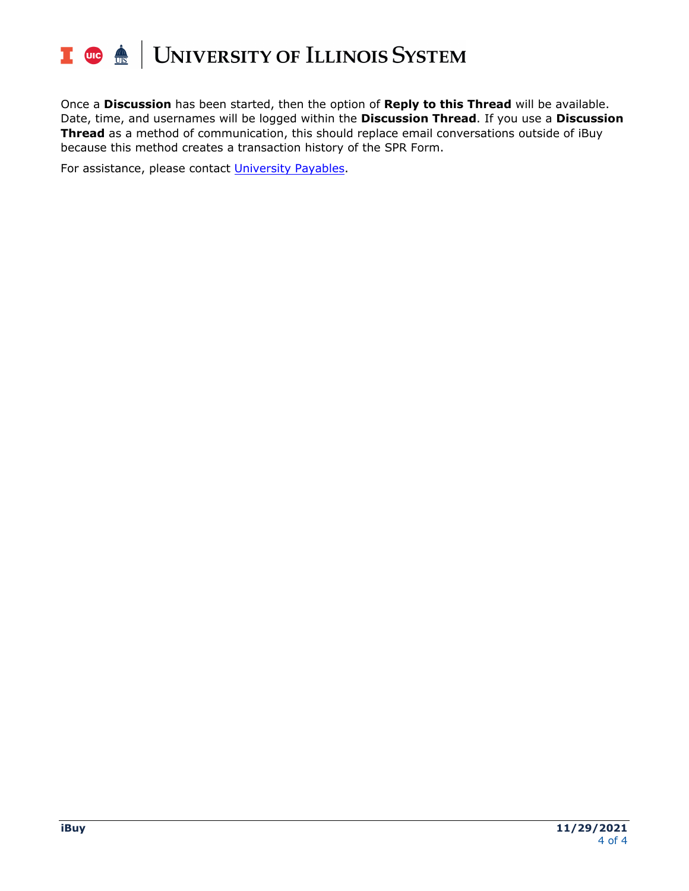Once a **Discussion** has been started, then the option of **Reply to this Thread** will be available. Date, time, and usernames will be logged within the **Discussion Thread**. If you use a **Discussion Thread** as a method of communication, this should replace email conversations outside of iBuy because this method creates a transaction history of the SPR Form.

For assistance, please contact [University Payables](University Payables).